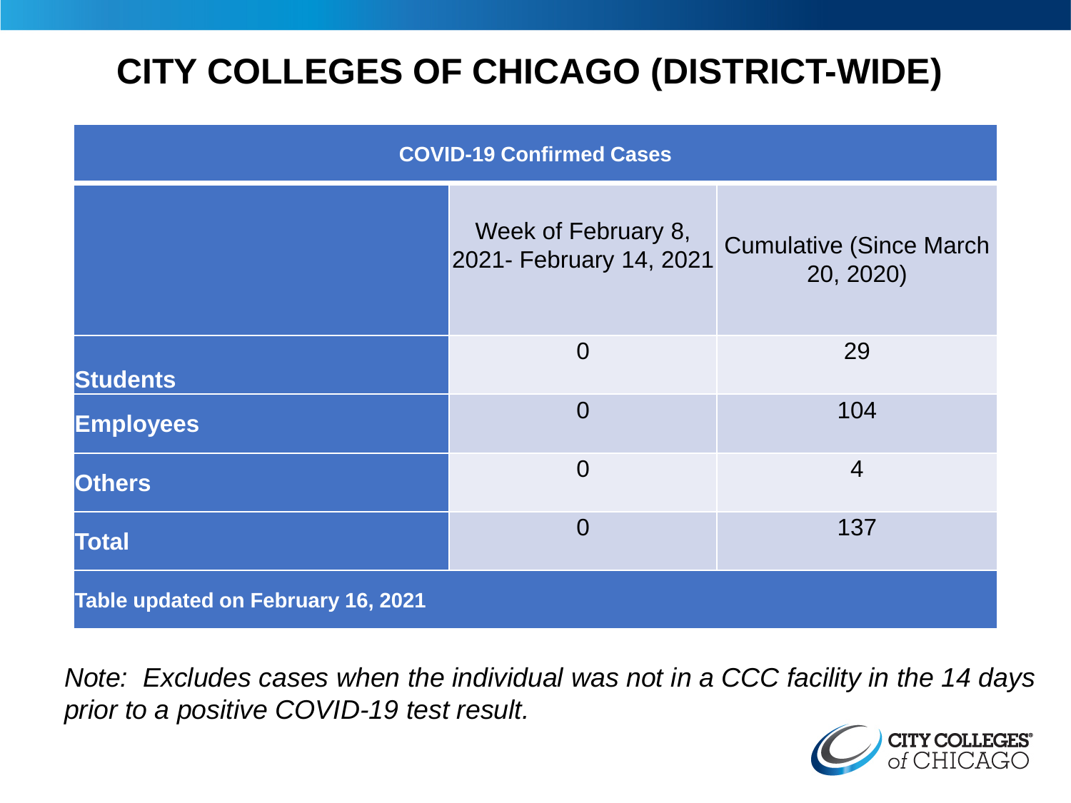# CITY COLLEGES OF CHICAGO (DISTRICT-WIDE)

| COVID-19 Confirmed Cases | | |
|---|---|---|
| | Week of February 8, 2021- February 14, 2021 | Cumulative (Since March 20, 2020) |
| **Students** | 0 | 29 |
| **Employees** | 0 | 104 |
| **Others** | 0 | 4 |
| **Total** | 0 | 137 |
| **Table updated on February 16, 2021** | | |

*Note: Excludes cases when the individual was not in a CCC facility in the 14 days prior to a positive COVID-19 test result.*

CITY COLLEGES of CHICAGO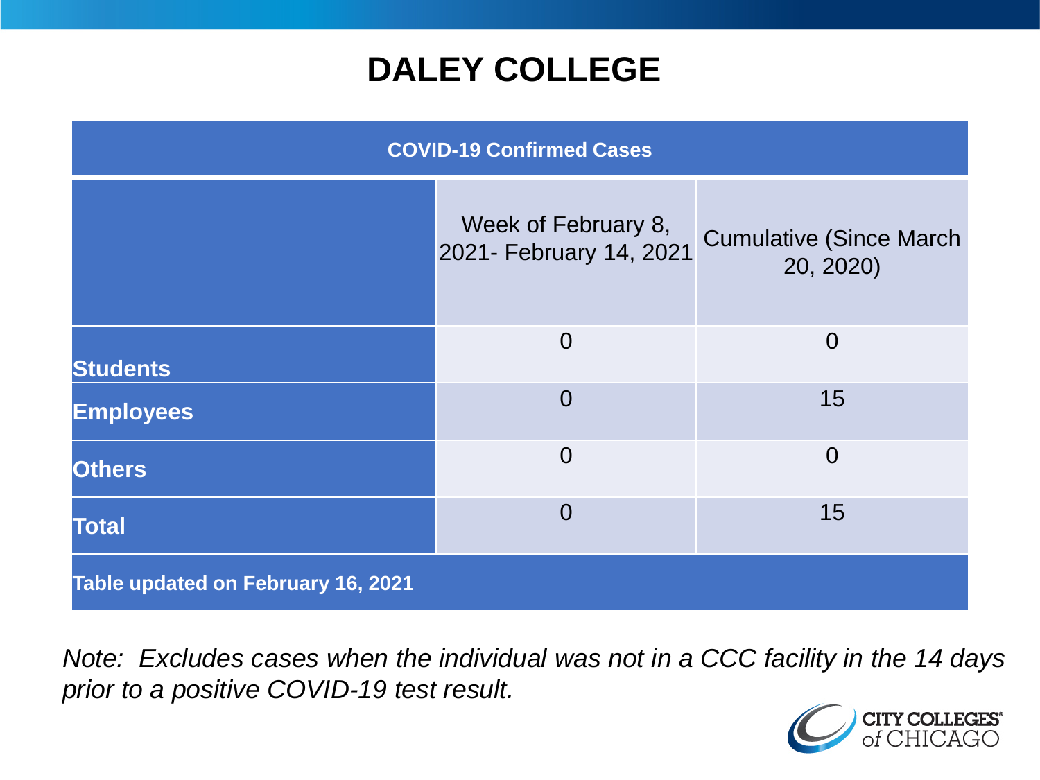# DALEY COLLEGE

| COVID-19 Confirmed Cases | | |
|---|---|---|
| | Week of February 8, 2021- February 14, 2021 | Cumulative (Since March 20, 2020) |
| **Students** | 0 | 0 |
| **Employees** | 0 | 15 |
| **Others** | 0 | 0 |
| **Total** | 0 | 15 |
| **Table updated on February 16, 2021** | | |

*Note: Excludes cases when the individual was not in a CCC facility in the 14 days prior to a positive COVID-19 test result.*

CITY COLLEGES of CHICAGO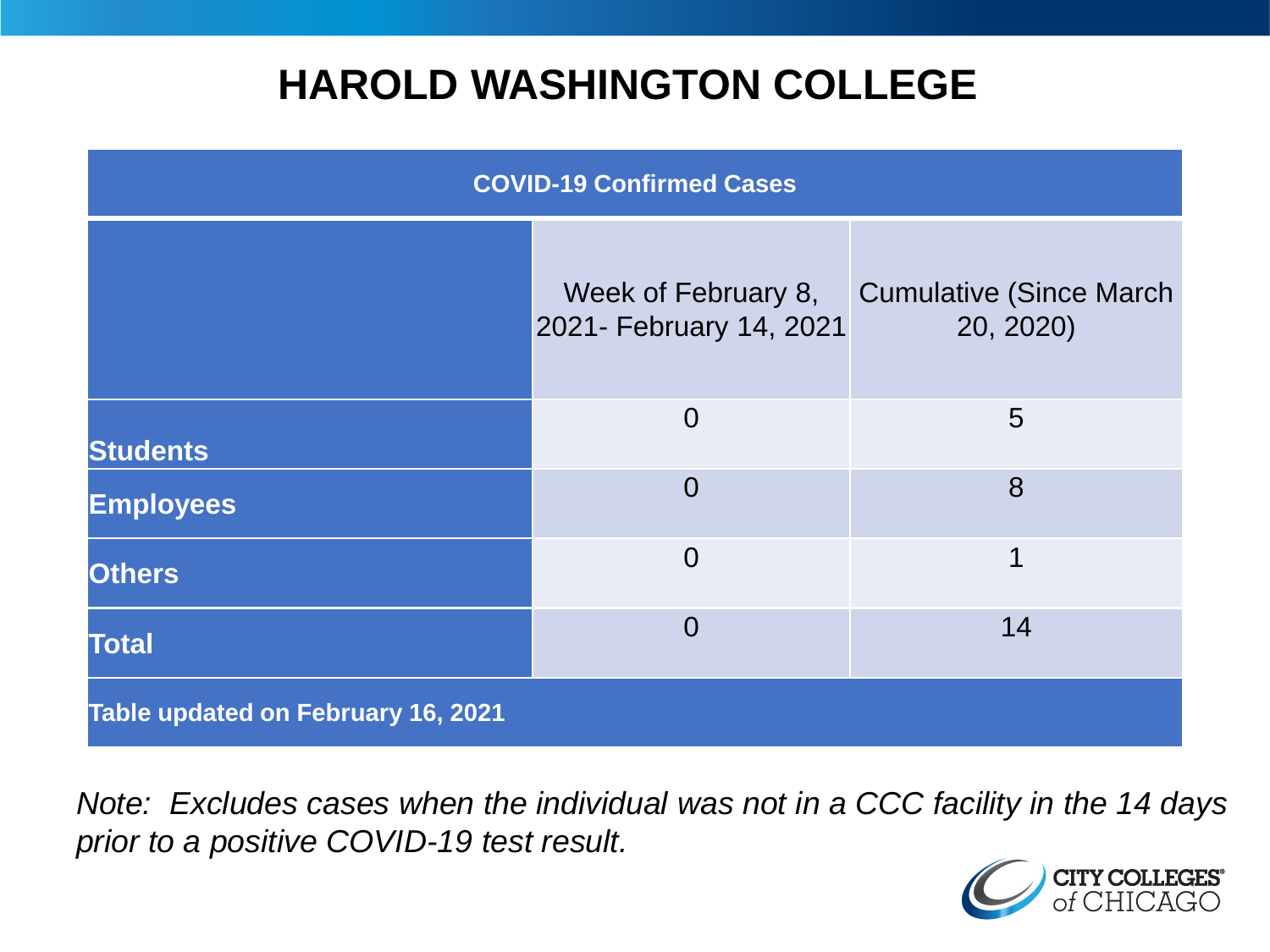# HAROLD WASHINGTON COLLEGE

| COVID-19 Confirmed Cases | | |
|---|---|---|
| | Week of February 8, 2021- February 14, 2021 | Cumulative (Since March 20, 2020) |
| **Students** | 0 | 5 |
| **Employees** | 0 | 8 |
| **Others** | 0 | 1 |
| **Total** | 0 | 14 |
| **Table updated on February 16, 2021** | | |

*Note: Excludes cases when the individual was not in a CCC facility in the 14 days prior to a positive COVID-19 test result.*

CITY COLLEGES of CHICAGO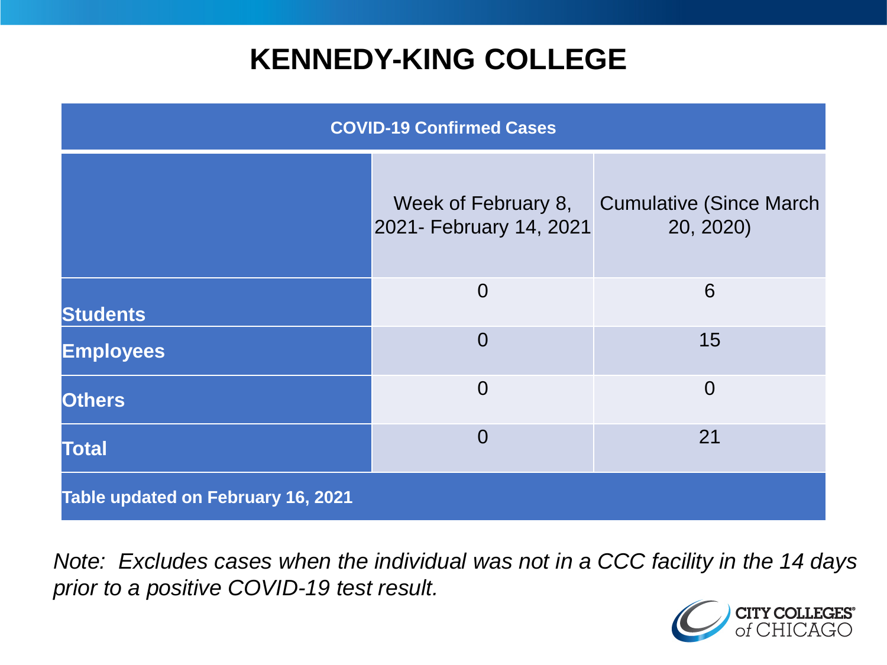# KENNEDY-KING COLLEGE

| COVID-19 Confirmed Cases | | |
|---|---|---|
| | Week of February 8, 2021- February 14, 2021 | Cumulative (Since March 20, 2020) |
| **Students** | 0 | 6 |
| **Employees** | 0 | 15 |
| **Others** | 0 | 0 |
| **Total** | 0 | 21 |
| **Table updated on February 16, 2021** | | |

*Note: Excludes cases when the individual was not in a CCC facility in the 14 days prior to a positive COVID-19 test result.*

CITY COLLEGES of CHICAGO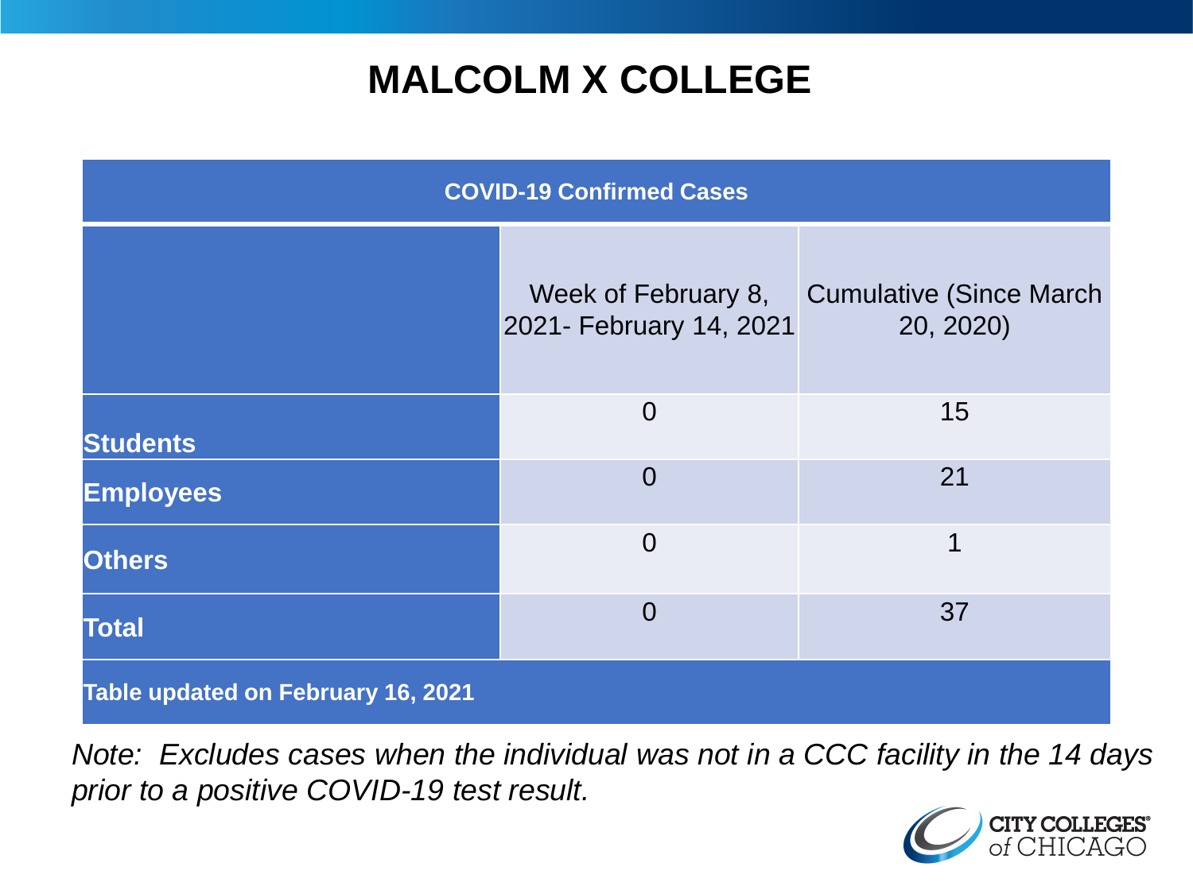# MALCOLM X COLLEGE

| COVID-19 Confirmed Cases | | |
|---|---|---|
| | Week of February 8, 2021- February 14, 2021 | Cumulative (Since March 20, 2020) |
| **Students** | 0 | 15 |
| **Employees** | 0 | 21 |
| **Others** | 0 | 1 |
| **Total** | 0 | 37 |
| **Table updated on February 16, 2021** | | |

*Note: Excludes cases when the individual was not in a CCC facility in the 14 days prior to a positive COVID-19 test result.*

CITY COLLEGES of CHICAGO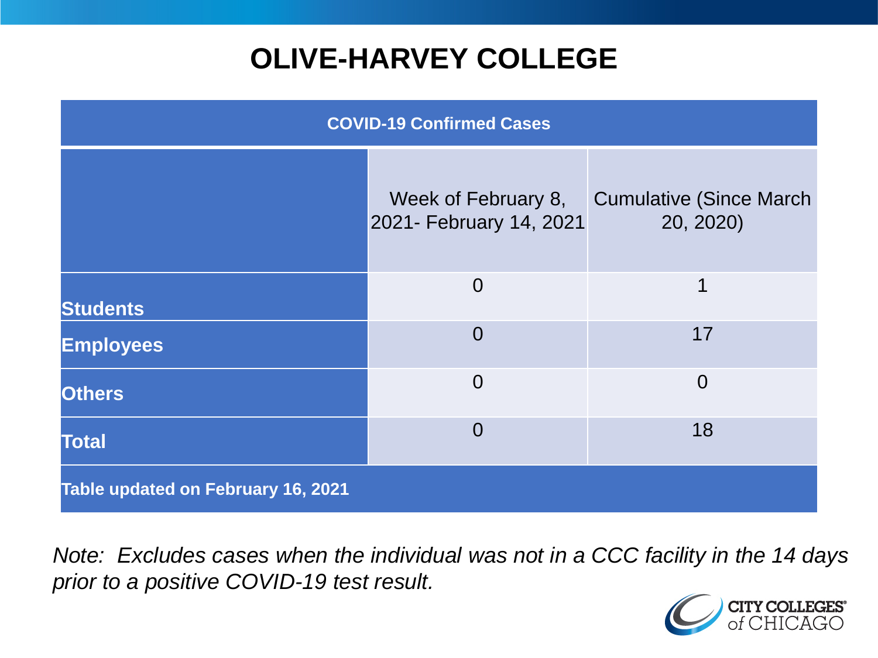# OLIVE-HARVEY COLLEGE

| COVID-19 Confirmed Cases | | |
|---|---|---|
| | Week of February 8, 2021- February 14, 2021 | Cumulative (Since March 20, 2020) |
| **Students** | 0 | 1 |
| **Employees** | 0 | 17 |
| **Others** | 0 | 0 |
| **Total** | 0 | 18 |
| **Table updated on February 16, 2021** | | |

*Note: Excludes cases when the individual was not in a CCC facility in the 14 days prior to a positive COVID-19 test result.*

CITY COLLEGES of CHICAGO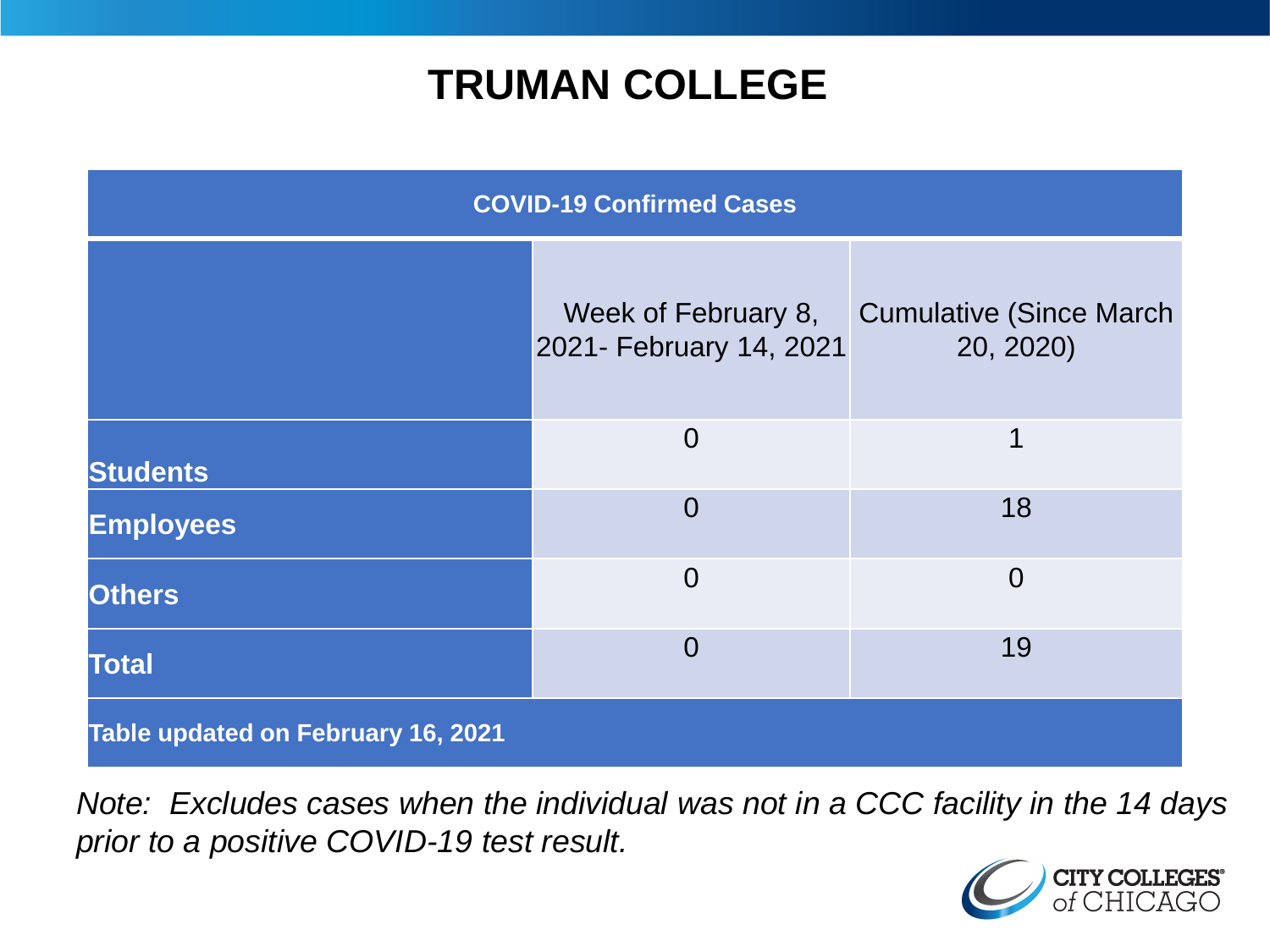# TRUMAN COLLEGE

| COVID-19 Confirmed Cases | | |
|---|---|---|
| | Week of February 8, 2021- February 14, 2021 | Cumulative (Since March 20, 2020) |
| **Students** | 0 | 1 |
| **Employees** | 0 | 18 |
| **Others** | 0 | 0 |
| **Total** | 0 | 19 |
| **Table updated on February 16, 2021** | | |

*Note: Excludes cases when the individual was not in a CCC facility in the 14 days prior to a positive COVID-19 test result.*

CITY COLLEGES of CHICAGO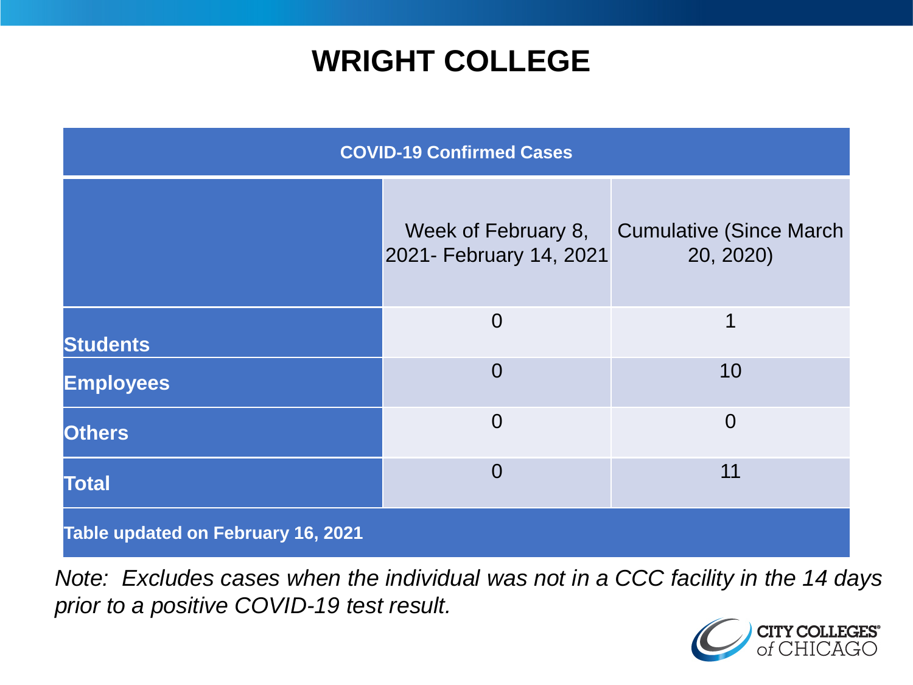# WRIGHT COLLEGE

| COVID-19 Confirmed Cases | | |
|---|---|---|
| | Week of February 8, 2021- February 14, 2021 | Cumulative (Since March 20, 2020) |
| **Students** | 0 | 1 |
| **Employees** | 0 | 10 |
| **Others** | 0 | 0 |
| **Total** | 0 | 11 |
| **Table updated on February 16, 2021** | | |

*Note: Excludes cases when the individual was not in a CCC facility in the 14 days prior to a positive COVID-19 test result.*

CITY COLLEGES of CHICAGO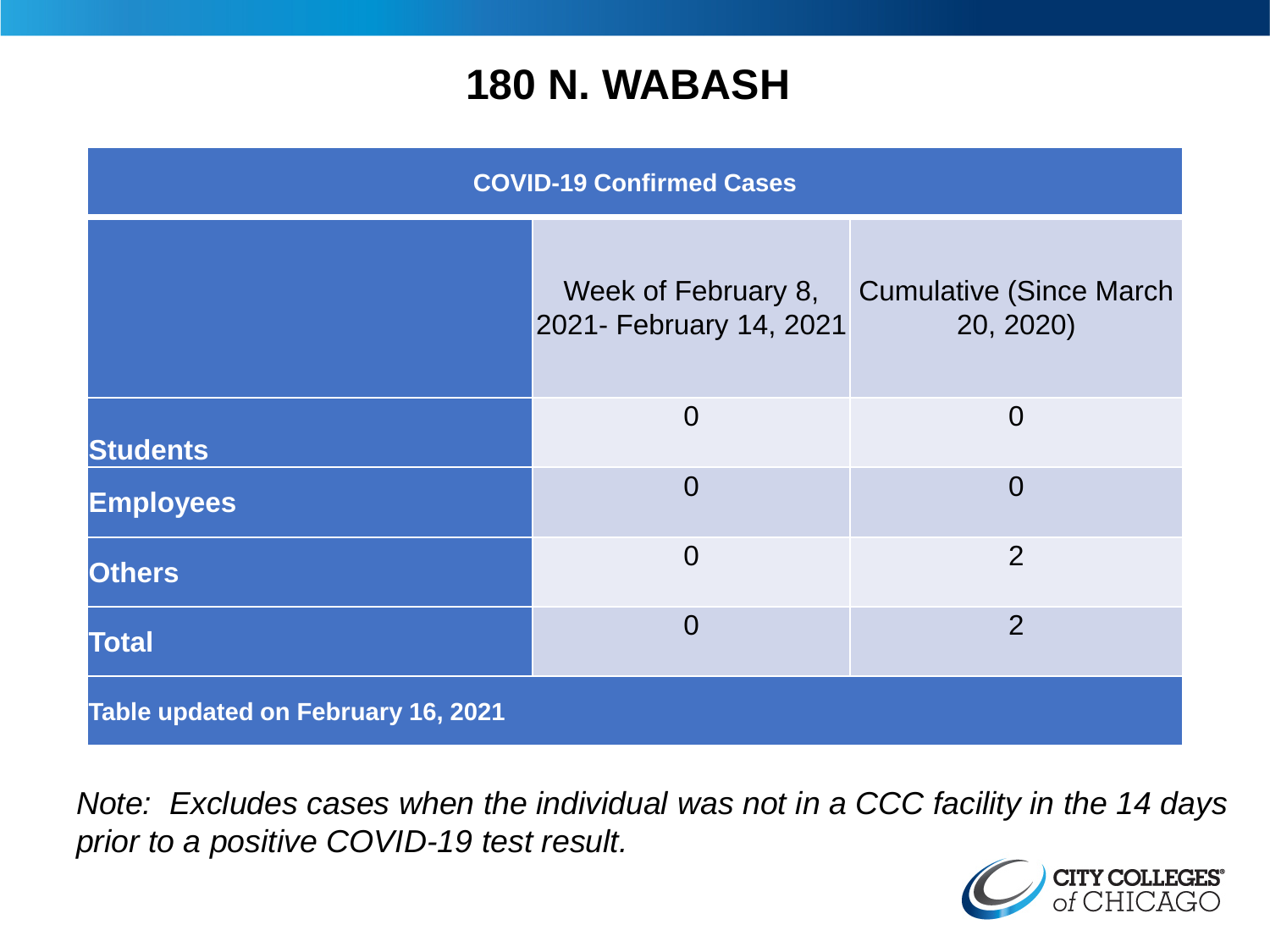# 180 N. WABASH

| COVID-19 Confirmed Cases | | |
|---|---|---|
| | Week of February 8, 2021- February 14, 2021 | Cumulative (Since March 20, 2020) |
| **Students** | 0 | 0 |
| **Employees** | 0 | 0 |
| **Others** | 0 | 2 |
| **Total** | 0 | 2 |
| **Table updated on February 16, 2021** | | |

*Note: Excludes cases when the individual was not in a CCC facility in the 14 days prior to a positive COVID-19 test result.*

CITY COLLEGES of CHICAGO